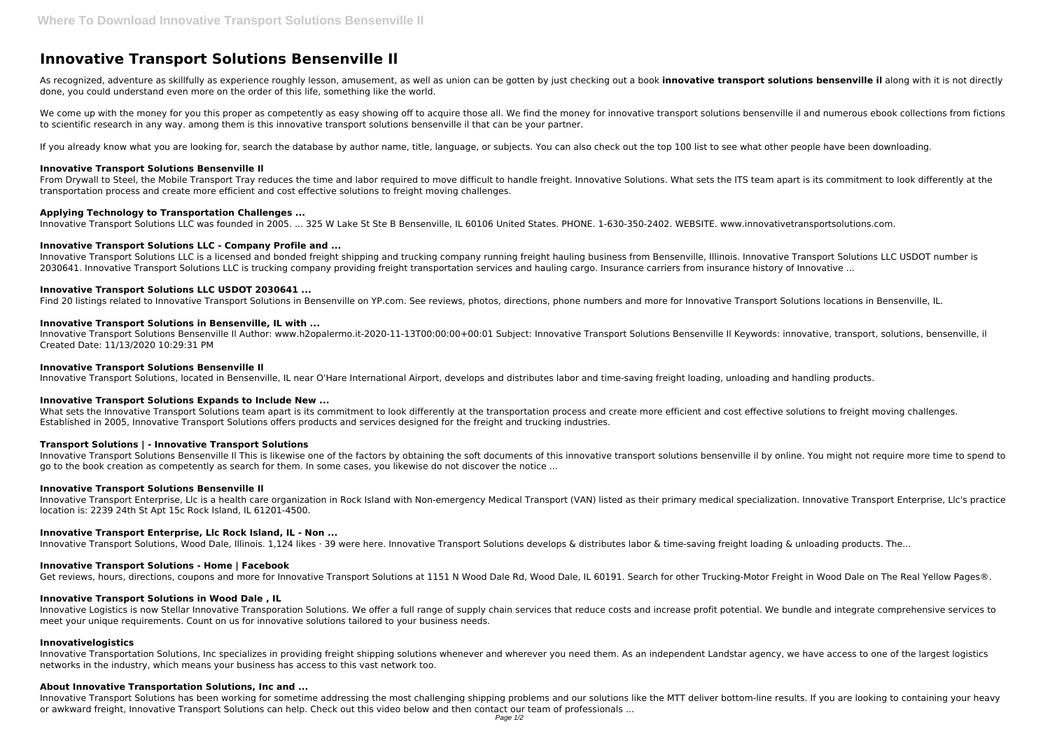# Innovative Transport Solutions Bensenville Il

As recognized, adventure as skillfully as experience roughly lesson, amusement, as well as union can be gotten by just checking out a book **innovative transport solutions bensenville il** along with it is not directly done, you could understand even more on the order of this life, something like the world.

We come up with the money for you this proper as competently as easy showing off to acquire those all. We find the money for innovative transport solutions bensenville il and numerous ebook collections from fictions to scientific research in any way. among them is this innovative transport solutions bensenville il that can be your partner.

If you already know what you are looking for, search the database by author name, title, language, or subjects. You can also check out the top 100 list to see what other people have been downloading.

### Innovative Transport Solutions Bensenville Il

From Drywall to Steel, the Mobile Transport Tray reduces the time and labor required to move difficult to handle freight. Innovative Solutions. What sets the ITS team apart is its commitment to look differently at the transportation process and create more efficient and cost effective solutions to freight moving challenges.

### Applying Technology to Transportation Challenges ...

Innovative Transport Solutions LLC was founded in 2005. ... 325 W Lake St Ste B Bensenville, IL 60106 United States. PHONE. 1-630-350-2402. WEBSITE. www.innovativetransportsolutions.com.

### Innovative Transport Solutions LLC - Company Profile and ...

Innovative Transport Solutions LLC is a licensed and bonded freight shipping and trucking company running freight hauling business from Bensenville, Illinois. Innovative Transport Solutions LLC USDOT number is 2030641. Innovative Transport Solutions LLC is trucking company providing freight transportation services and hauling cargo. Insurance carriers from insurance history of Innovative ...

### Innovative Transport Solutions LLC USDOT 2030641 ...

Find 20 listings related to Innovative Transport Solutions in Bensenville on YP.com. See reviews, photos, directions, phone numbers and more for Innovative Transport Solutions locations in Bensenville, IL.

### Innovative Transport Solutions in Bensenville, IL with ...

Innovative Transport Solutions Bensenville Il Author: www.h2opalermo.it-2020-11-13T00:00:00+00:01 Subject: Innovative Transport Solutions Bensenville Il Keywords: innovative, transport, solutions, bensenville, il Created Date: 11/13/2020 10:29:31 PM

### Innovative Transport Solutions Bensenville Il

Innovative Transport Solutions, located in Bensenville, IL near O'Hare International Airport, develops and distributes labor and time-saving freight loading, unloading and handling products.

### Innovative Transport Solutions Expands to Include New ...

What sets the Innovative Transport Solutions team apart is its commitment to look differently at the transportation process and create more efficient and cost effective solutions to freight moving challenges. Established in 2005, Innovative Transport Solutions offers products and services designed for the freight and trucking industries.

### Transport Solutions | - Innovative Transport Solutions

Innovative Transport Solutions Bensenville Il This is likewise one of the factors by obtaining the soft documents of this innovative transport solutions bensenville il by online. You might not require more time to spend to go to the book creation as competently as search for them. In some cases, you likewise do not discover the notice ...

### Innovative Transport Solutions Bensenville Il

Innovative Transport Enterprise, Llc is a health care organization in Rock Island with Non-emergency Medical Transport (VAN) listed as their primary medical specialization. Innovative Transport Enterprise, Llc's practice location is: 2239 24th St Apt 15c Rock Island, IL 61201-4500.

### Innovative Transport Enterprise, Llc Rock Island, IL - Non ...

Innovative Transport Solutions, Wood Dale, Illinois. 1,124 likes · 39 were here. Innovative Transport Solutions develops & distributes labor & time-saving freight loading & unloading products. The...

### Innovative Transport Solutions - Home | Facebook

Get reviews, hours, directions, coupons and more for Innovative Transport Solutions at 1151 N Wood Dale Rd, Wood Dale, IL 60191. Search for other Trucking-Motor Freight in Wood Dale on The Real Yellow Pages®.

### Innovative Transport Solutions in Wood Dale , IL

Innovative Logistics is now Stellar Innovative Transporation Solutions. We offer a full range of supply chain services that reduce costs and increase profit potential. We bundle and integrate comprehensive services to meet your unique requirements. Count on us for innovative solutions tailored to your business needs.

### Innovativelogistics

Innovative Transportation Solutions, Inc specializes in providing freight shipping solutions whenever and wherever you need them. As an independent Landstar agency, we have access to one of the largest logistics networks in the industry, which means your business has access to this vast network too.

### About Innovative Transportation Solutions, Inc and ...

Innovative Transport Solutions has been working for sometime addressing the most challenging shipping problems and our solutions like the MTT deliver bottom-line results. If you are looking to containing your heavy or awkward freight, Innovative Transport Solutions can help. Check out this video below and then contact our team of professionals ...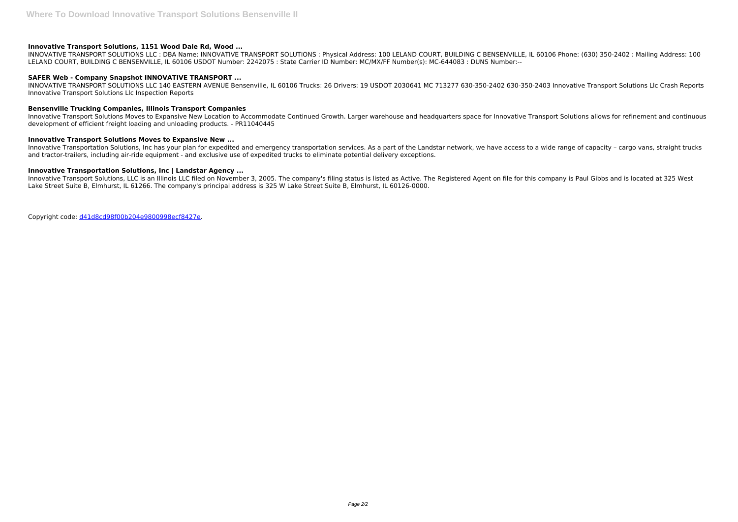### Innovative Transport Solutions, 1151 Wood Dale Rd, Wood ...

INNOVATIVE TRANSPORT SOLUTIONS LLC : DBA Name: INNOVATIVE TRANSPORT SOLUTIONS : Physical Address: 100 LELAND COURT, BUILDING C BENSENVILLE, IL 60106 Phone: (630) 350-2402 : Mailing Address: 100 LELAND COURT, BUILDING C BENSENVILLE, IL 60106 USDOT Number: 2242075 : State Carrier ID Number: MC/MX/FF Number(s): MC-644083 : DUNS Number:--

### SAFER Web - Company Snapshot INNOVATIVE TRANSPORT ...

INNOVATIVE TRANSPORT SOLUTIONS LLC 140 EASTERN AVENUE Bensenville, IL 60106 Trucks: 26 Drivers: 19 USDOT 2030641 MC 713277 630-350-2402 630-350-2403 Innovative Transport Solutions Llc Crash Reports Innovative Transport Solutions Llc Inspection Reports

### Bensenville Trucking Companies, Illinois Transport Companies

Innovative Transport Solutions Moves to Expansive New Location to Accommodate Continued Growth. Larger warehouse and headquarters space for Innovative Transport Solutions allows for refinement and continuous development of efficient freight loading and unloading products. - PR11040445

### Innovative Transport Solutions Moves to Expansive New ...

Innovative Transportation Solutions, Inc has your plan for expedited and emergency transportation services. As a part of the Landstar network, we have access to a wide range of capacity – cargo vans, straight trucks and tractor-trailers, including air-ride equipment - and exclusive use of expedited trucks to eliminate potential delivery exceptions.

### Innovative Transportation Solutions, Inc | Landstar Agency ...

Innovative Transport Solutions, LLC is an Illinois LLC filed on November 3, 2005. The company's filing status is listed as Active. The Registered Agent on file for this company is Paul Gibbs and is located at 325 West Lake Street Suite B, Elmhurst, IL 61266. The company's principal address is 325 W Lake Street Suite B, Elmhurst, IL 60126-0000.

Copyright code: d41d8cd98f00b204e9800998ecf8427e.